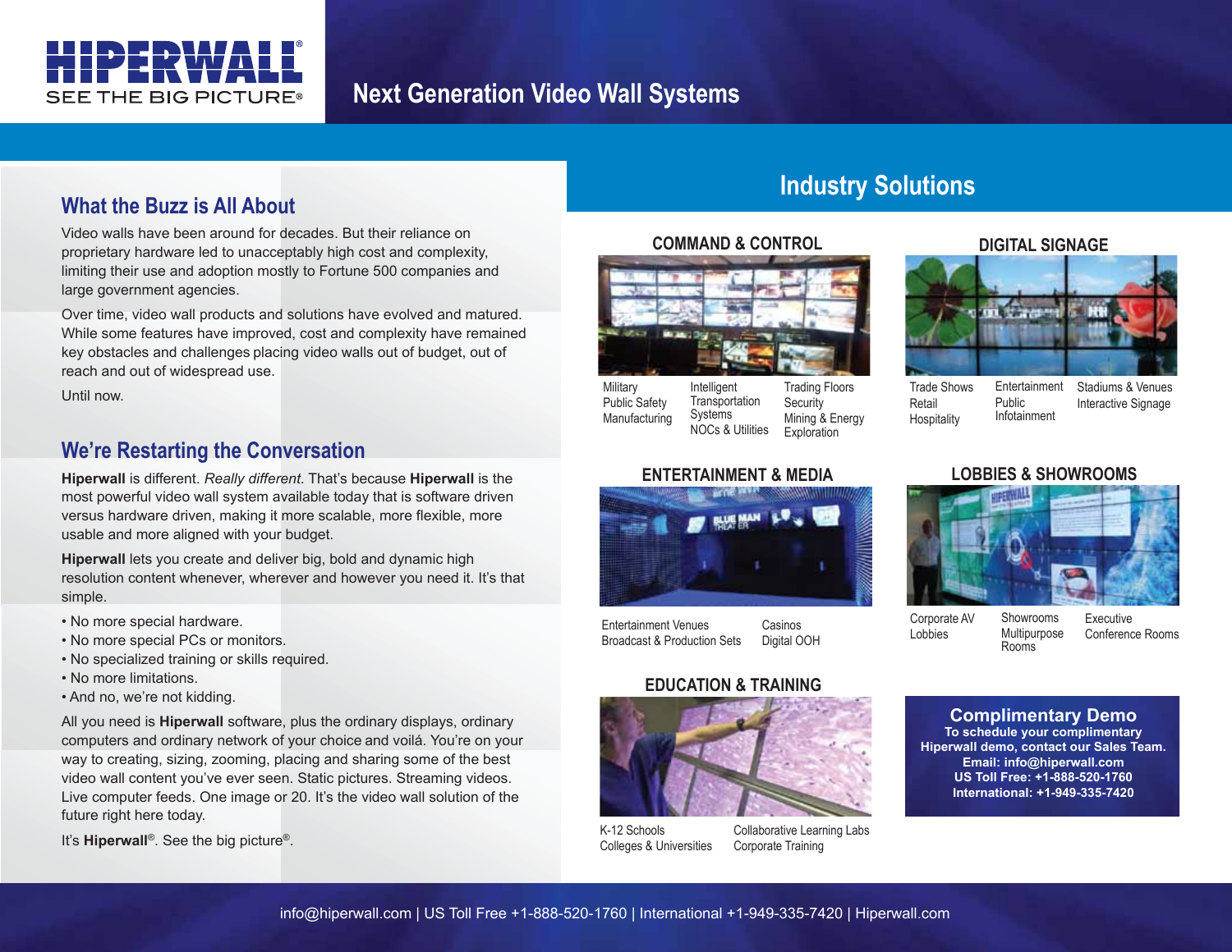# HIPERWALL®

SEE THE BIG PICTURE®

## Next Generation Video Wall Systems

## What the Buzz is All About

Video walls have been around for decades. But their reliance on proprietary hardware led to unacceptably high cost and complexity, limiting their use and adoption mostly to Fortune 500 companies and large government agencies.

Over time, video wall products and solutions have evolved and matured. While some features have improved, cost and complexity have remained key obstacles and challenges placing video walls out of budget, out of reach and out of widespread use.

Until now.

## We're Restarting the Conversation

**Hiperwall** is different. *Really different.* That's because **Hiperwall** is the most powerful video wall system available today that is software driven versus hardware driven, making it more scalable, more flexible, more usable and more aligned with your budget.

**Hiperwall** lets you create and deliver big, bold and dynamic high resolution content whenever, wherever and however you need it. It's that simple.

- No more special hardware.
- No more special PCs or monitors.
- No specialized training or skills required.
- No more limitations.
- And no, we're not kidding.

All you need is **Hiperwall** software, plus the ordinary displays, ordinary computers and ordinary network of your choice and voilá. You're on your way to creating, sizing, zooming, placing and sharing some of the best video wall content you've ever seen. Static pictures. Streaming videos. Live computer feeds. One image or 20. It's the video wall solution of the future right here today.

It's **Hiperwall**®. See the big picture®.

## Industry Solutions

### COMMAND & CONTROL

Military
Public Safety
Manufacturing
Intelligent Transportation Systems
NOCs & Utilities
Trading Floors
Security
Mining & Energy Exploration

### DIGITAL SIGNAGE

Trade Shows
Retail
Hospitality
Entertainment
Public Infotainment
Stadiums & Venues
Interactive Signage

### ENTERTAINMENT & MEDIA

Entertainment Venues
Broadcast & Production Sets
Casinos
Digital OOH

### LOBBIES & SHOWROOMS

Corporate AV
Lobbies
Showrooms
Multipurpose Rooms
Executive Conference Rooms

### EDUCATION & TRAINING

K-12 Schools
Colleges & Universities
Collaborative Learning Labs
Corporate Training

### Complimentary Demo

**To schedule your complimentary Hiperwall demo, contact our Sales Team.**
**Email: info@hiperwall.com**
**US Toll Free: +1-888-520-1760**
**International: +1-949-335-7420**

info@hiperwall.com | US Toll Free +1-888-520-1760 | International +1-949-335-7420 | Hiperwall.com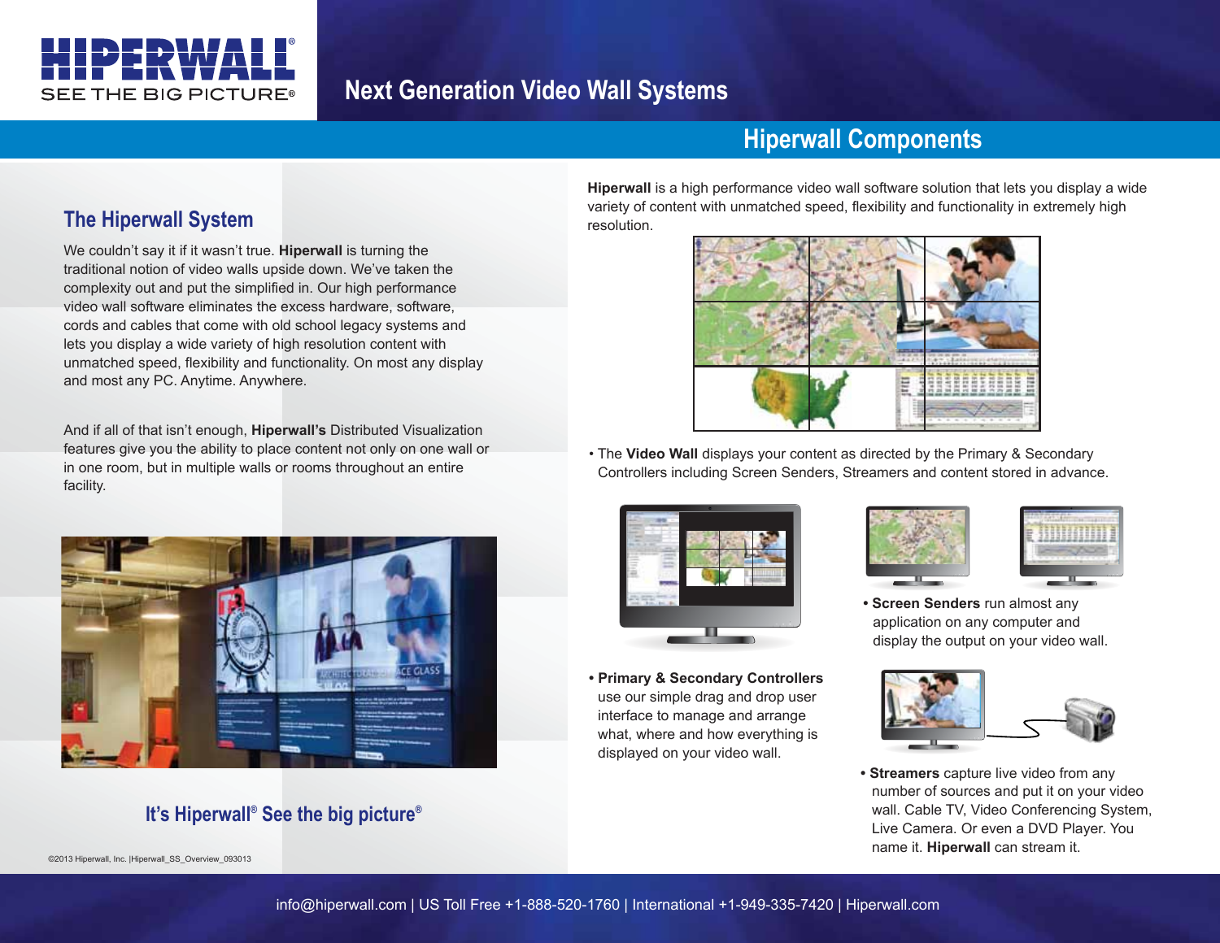# Next Generation Video Wall Systems

## Hiperwall Components

### The Hiperwall System

We couldn't say it if it wasn't true. **Hiperwall** is turning the traditional notion of video walls upside down. We've taken the complexity out and put the simplified in. Our high performance video wall software eliminates the excess hardware, software, cords and cables that come with old school legacy systems and lets you display a wide variety of high resolution content with unmatched speed, flexibility and functionality. On most any display and most any PC. Anytime. Anywhere.

And if all of that isn't enough, **Hiperwall's** Distributed Visualization features give you the ability to place content not only on one wall or in one room, but in multiple walls or rooms throughout an entire facility.

**It's Hiperwall® See the big picture®**

©2013 Hiperwall, Inc. |Hiperwall_SS_Overview_093013

**Hiperwall** is a high performance video wall software solution that lets you display a wide variety of content with unmatched speed, flexibility and functionality in extremely high resolution.

- The **Video Wall** displays your content as directed by the Primary & Secondary Controllers including Screen Senders, Streamers and content stored in advance.

- **Screen Senders** run almost any application on any computer and display the output on your video wall.

- **Primary & Secondary Controllers** use our simple drag and drop user interface to manage and arrange what, where and how everything is displayed on your video wall.

- **Streamers** capture live video from any number of sources and put it on your video wall. Cable TV, Video Conferencing System, Live Camera. Or even a DVD Player. You name it. **Hiperwall** can stream it.

info@hiperwall.com | US Toll Free +1-888-520-1760 | International +1-949-335-7420 | Hiperwall.com